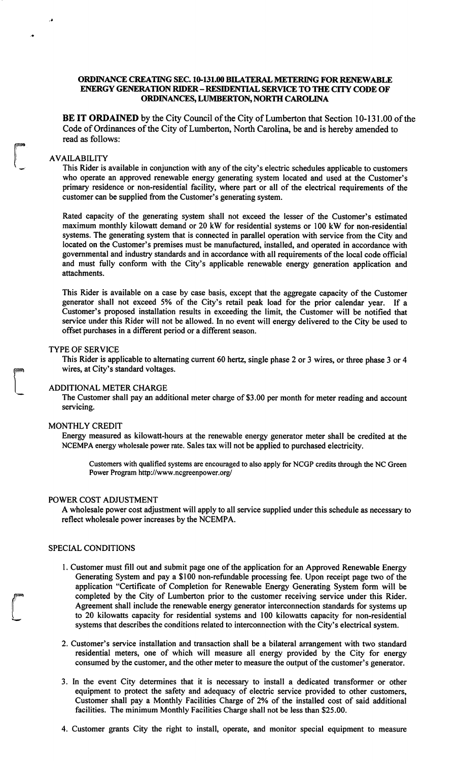# ORDINANCE CREATING SEC. 10-131.00 BILATERAL METERING FOR RENEWABLE ENERGY GENERATION RIDER – RESIDENTIAL SERVICE TO THE CITY CODE OF ORDINANCES, LUMBERTON, NORTH CAROLINA

**BE IT ORDAINED** by the City Council of the City of Lumberton that Section 10-131.00 of the Code of Ordinances of the City of Lumberton, North Carolina, be and is hereby amended to read as follows:

## AVAILABILITY

This Rider is available in conjunction with any of the city's electric schedules applicable to customers who operate an approved renewable energy generating system located and used at the Customer's primary residence or non-residential facility, where part or all of the electrical requirements of the customer can be supplied from the Customer's generating system.

Rated capacity of the generating system shall not exceed the lesser of the Customer's estimated maximum monthly kilowatt demand or 20 kW for residential systems or 100 kW for non-residential systems. The generating system that is connected in parallel operation with service from the City and located on the Customer's premises must be manufactured, installed, and operated in accordance with governmental and industry standards and in accordance with all requirements of the local code official and must fully conform with the City's applicable renewable energy generation application and attachments.

This Rider is available on a case by case basis, except that the aggregate capacity of the Customer generator shall not exceed 5% of the City's retail peak load for the prior calendar year. If a Customer's proposed installation results in exceeding the limit, the Customer will be notified that service under this Rider will not be allowed. In no event will energy delivered to the City be used to offset purchases in a different period or a different season.

## TYPE OF SERVICE

This Rider is applicable to alternating current 60 hertz, single phase 2 or 3 wires, or three phase 3 or 4 wires, at City's standard voltages.

## ADDITIONAL METER CHARGE

The Customer shall pay an additional meter charge of $3.00 per month for meter reading and account servicing.

## MONTHLY CREDIT

Energy measured as kilowatt-hours at the renewable energy generator meter shall be credited at the NCEMPA energy wholesale power rate. Sales tax will not be applied to purchased electricity.

Customers with qualified systems are encouraged to also apply for NCGP credits through the NC Green Power Program http://www.ncgreenpower.org/

## POWER COST ADJUSTMENT

A wholesale power cost adjustment will apply to all service supplied under this schedule as necessary to reflect wholesale power increases by the NCEMPA.

## SPECIAL CONDITIONS

1. Customer must fill out and submit page one of the application for an Approved Renewable Energy Generating System and pay a $100 non-refundable processing fee. Upon receipt page two of the application "Certificate of Completion for Renewable Energy Generating System form will be completed by the City of Lumberton prior to the customer receiving service under this Rider. Agreement shall include the renewable energy generator interconnection standards for systems up to 20 kilowatts capacity for residential systems and 100 kilowatts capacity for non-residential systems that describes the conditions related to interconnection with the City's electrical system.

2. Customer's service installation and transaction shall be a bilateral arrangement with two standard residential meters, one of which will measure all energy provided by the City for energy consumed by the customer, and the other meter to measure the output of the customer's generator.

3. In the event City determines that it is necessary to install a dedicated transformer or other equipment to protect the safety and adequacy of electric service provided to other customers, Customer shall pay a Monthly Facilities Charge of 2% of the installed cost of said additional facilities. The minimum Monthly Facilities Charge shall not be less than $25.00.

4. Customer grants City the right to install, operate, and monitor special equipment to measure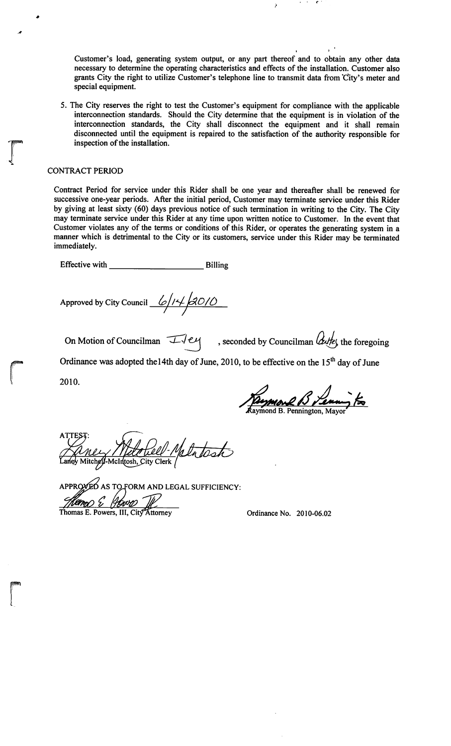Customer's load, generating system output, or any part thereof and to obtain any other data necessary to determine the operating characteristics and effects of the installation. Customer also grants City the right to utilize Customer's telephone line to transmit data from City's meter and special equipment.

5. The City reserves the right to test the Customer's equipment for compliance with the applicable interconnection standards. Should the City determine that the equipment is in violation of the interconnection standards, the City shall disconnect the equipment and it shall remain disconnected until the equipment is repaired to the satisfaction of the authority responsible for inspection of the installation.

## CONTRACT PERIOD

Contract Period for service under this Rider shall be one year and thereafter shall be renewed for successive one-year periods. After the initial period, Customer may terminate service under this Rider by giving at least sixty (60) days previous notice of such termination in writing to the City. The City may terminate service under this Rider at any time upon written notice to Customer. In the event that Customer violates any of the terms or conditions of this Rider, or operates the generating system in a manner which is detrimental to the City or its customers, service under this Rider may be terminated immediately.

Effective with ____________________ Billing

Approved by City Council 6/14/2010

On Motion of Councilman Iley, seconded by Councilman Autes the foregoing Ordinance was adopted the14th day of June, 2010, to be effective on the 15th day of June 2010.

Raymond B. Pennington, Mayor

ATTEST:
Laney Mitchell-McIntosh, City Clerk

APPROVED AS TO FORM AND LEGAL SUFFICIENCY:
Thomas E. Powers, III, City Attorney

Ordinance No. 2010-06.02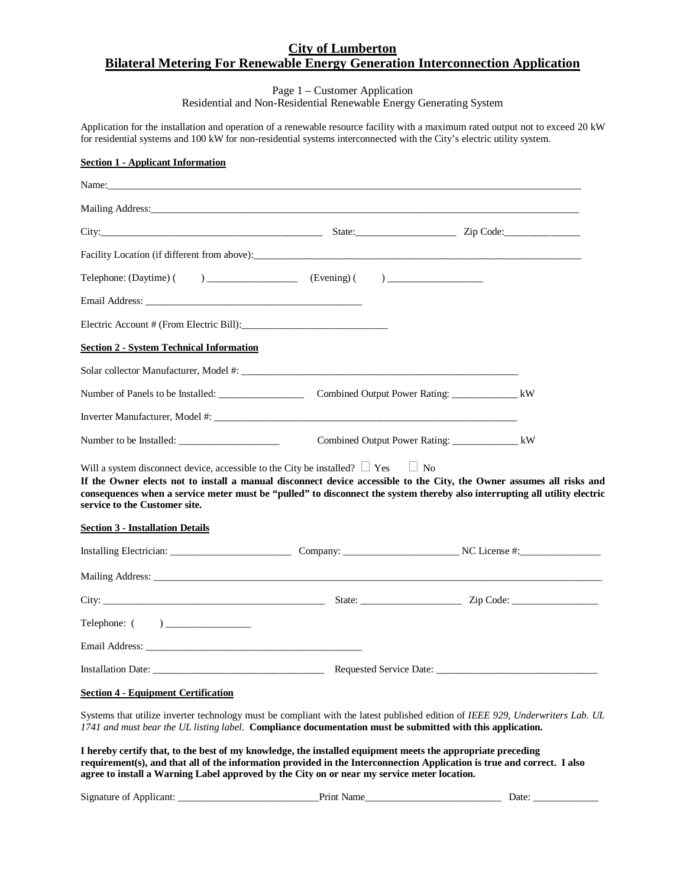# City of Lumberton
# Bilateral Metering For Renewable Energy Generation Interconnection Application

Page 1 – Customer Application
Residential and Non-Residential Renewable Energy Generating System

Application for the installation and operation of a renewable resource facility with a maximum rated output not to exceed 20 kW for residential systems and 100 kW for non-residential systems interconnected with the City's electric utility system.

**Section 1 - Applicant Information**

Name:______________________________________________________________________________

Mailing Address:_______________________________________________________________________

City:____________________________________ State:________________ Zip Code:_____________

Facility Location (if different from above):_____________________________________________________

Telephone: (Daytime) ( ) _______________ (Evening) ( ) ________________

Email Address: ____________________________________

Electric Account # (From Electric Bill):________________________

**Section 2 - System Technical Information**

Solar collector Manufacturer, Model #: ______________________________________________

Number of Panels to be Installed: ______________ Combined Output Power Rating: ___________ kW

Inverter Manufacturer, Model #: ___________________________________________________

Number to be Installed: ________________ Combined Output Power Rating: ___________ kW

Will a system disconnect device, accessible to the City be installed? ☐ Yes ☐ No

**If the Owner elects not to install a manual disconnect device accessible to the City, the Owner assumes all risks and consequences when a service meter must be "pulled" to disconnect the system thereby also interrupting all utility electric service to the Customer site.**

**Section 3 - Installation Details**

Installing Electrician: ___________________ Company: ___________________ NC License #:_____________

Mailing Address: _____________________________________________________________________

City: ____________________________________ State: ________________ Zip Code: ______________

Telephone: ( ) ______________

Email Address: ____________________________________

Installation Date: ____________________________ Requested Service Date: __________________________

**Section 4 - Equipment Certification**

Systems that utilize inverter technology must be compliant with the latest published edition of *IEEE 929, Underwriters Lab. UL 1741 and must bear the UL listing label.* **Compliance documentation must be submitted with this application.**

**I hereby certify that, to the best of my knowledge, the installed equipment meets the appropriate preceding requirement(s), and that all of the information provided in the Interconnection Application is true and correct. I also agree to install a Warning Label approved by the City on or near my service meter location.**

Signature of Applicant: _______________________Print Name_______________________ Date: ___________